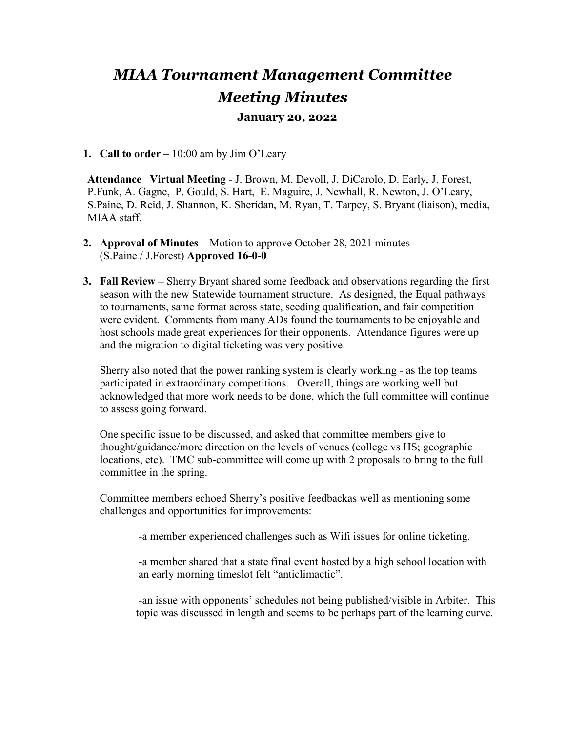# *MIAA Tournament Management Committee Meeting Minutes*

**January 20, 2022**

1. **Call to order** – 10:00 am by Jim O'Leary

   **Attendance** –**Virtual Meeting** - J. Brown, M. Devoll, J. DiCarolo, D. Early, J. Forest, P.Funk, A. Gagne, P. Gould, S. Hart, E. Maguire, J. Newhall, R. Newton, J. O'Leary, S.Paine, D. Reid, J. Shannon, K. Sheridan, M. Ryan, T. Tarpey, S. Bryant (liaison), media, MIAA staff.

2. **Approval of Minutes –** Motion to approve October 28, 2021 minutes (S.Paine / J.Forest) **Approved 16-0-0**

3. **Fall Review –** Sherry Bryant shared some feedback and observations regarding the first season with the new Statewide tournament structure. As designed, the Equal pathways to tournaments, same format across state, seeding qualification, and fair competition were evident. Comments from many ADs found the tournaments to be enjoyable and host schools made great experiences for their opponents. Attendance figures were up and the migration to digital ticketing was very positive.

   Sherry also noted that the power ranking system is clearly working - as the top teams participated in extraordinary competitions. Overall, things are working well but acknowledged that more work needs to be done, which the full committee will continue to assess going forward.

   One specific issue to be discussed, and asked that committee members give to thought/guidance/more direction on the levels of venues (college vs HS; geographic locations, etc). TMC sub-committee will come up with 2 proposals to bring to the full committee in the spring.

   Committee members echoed Sherry's positive feedbackas well as mentioning some challenges and opportunities for improvements:

   -a member experienced challenges such as Wifi issues for online ticketing.

   -a member shared that a state final event hosted by a high school location with an early morning timeslot felt "anticlimactic".

   -an issue with opponents' schedules not being published/visible in Arbiter. This topic was discussed in length and seems to be perhaps part of the learning curve.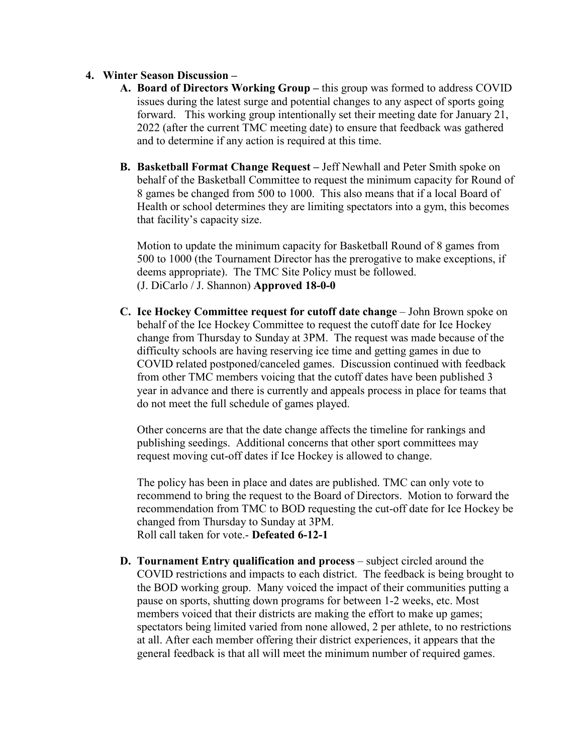4. **Winter Season Discussion –**

   A. **Board of Directors Working Group –** this group was formed to address COVID issues during the latest surge and potential changes to any aspect of sports going forward. This working group intentionally set their meeting date for January 21, 2022 (after the current TMC meeting date) to ensure that feedback was gathered and to determine if any action is required at this time.

   B. **Basketball Format Change Request –** Jeff Newhall and Peter Smith spoke on behalf of the Basketball Committee to request the minimum capacity for Round of 8 games be changed from 500 to 1000. This also means that if a local Board of Health or school determines they are limiting spectators into a gym, this becomes that facility's capacity size.

      Motion to update the minimum capacity for Basketball Round of 8 games from 500 to 1000 (the Tournament Director has the prerogative to make exceptions, if deems appropriate). The TMC Site Policy must be followed.
      (J. DiCarlo / J. Shannon) **Approved 18-0-0**

   C. **Ice Hockey Committee request for cutoff date change** – John Brown spoke on behalf of the Ice Hockey Committee to request the cutoff date for Ice Hockey change from Thursday to Sunday at 3PM. The request was made because of the difficulty schools are having reserving ice time and getting games in due to COVID related postponed/canceled games. Discussion continued with feedback from other TMC members voicing that the cutoff dates have been published 3 year in advance and there is currently and appeals process in place for teams that do not meet the full schedule of games played.

      Other concerns are that the date change affects the timeline for rankings and publishing seedings. Additional concerns that other sport committees may request moving cut-off dates if Ice Hockey is allowed to change.

      The policy has been in place and dates are published. TMC can only vote to recommend to bring the request to the Board of Directors. Motion to forward the recommendation from TMC to BOD requesting the cut-off date for Ice Hockey be changed from Thursday to Sunday at 3PM.
      Roll call taken for vote.- **Defeated 6-12-1**

   D. **Tournament Entry qualification and process** – subject circled around the COVID restrictions and impacts to each district. The feedback is being brought to the BOD working group. Many voiced the impact of their communities putting a pause on sports, shutting down programs for between 1-2 weeks, etc. Most members voiced that their districts are making the effort to make up games; spectators being limited varied from none allowed, 2 per athlete, to no restrictions at all. After each member offering their district experiences, it appears that the general feedback is that all will meet the minimum number of required games.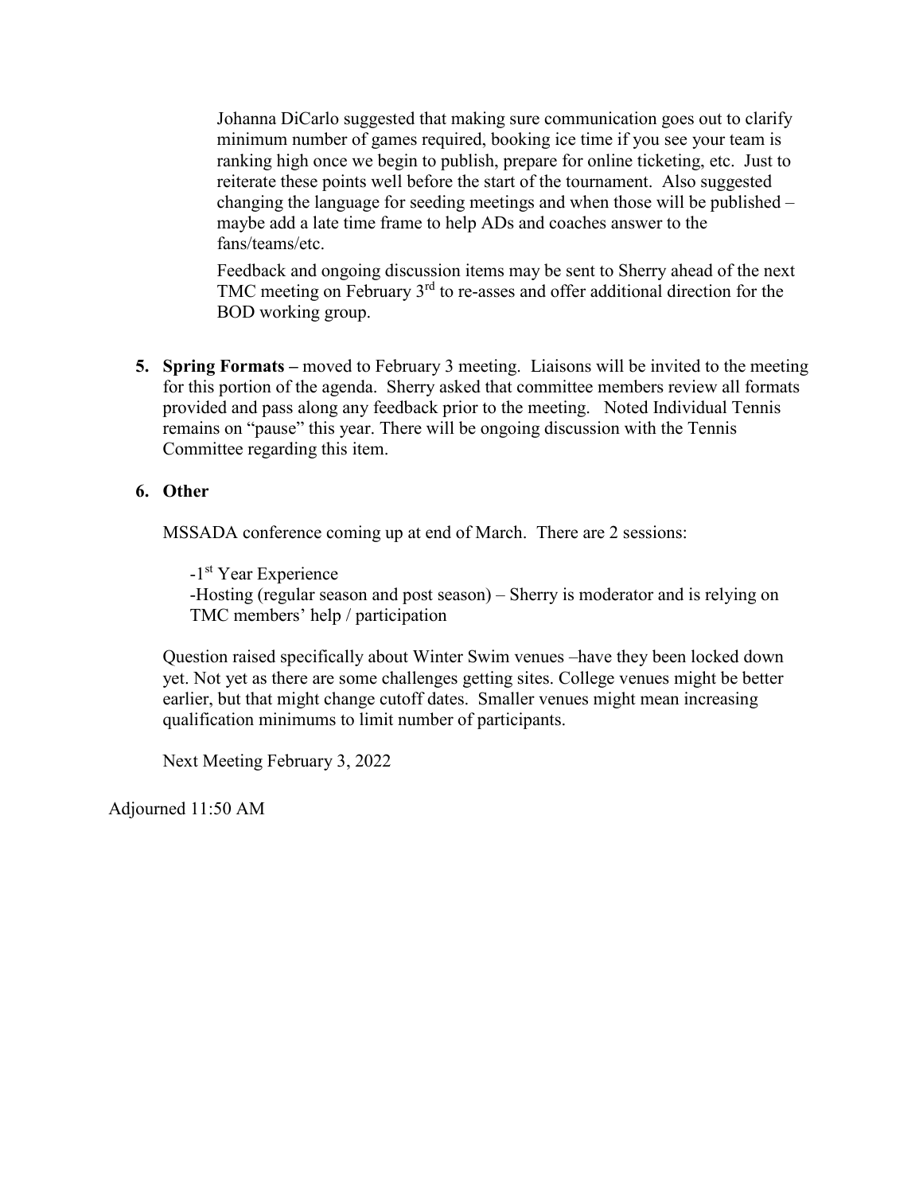Johanna DiCarlo suggested that making sure communication goes out to clarify minimum number of games required, booking ice time if you see your team is ranking high once we begin to publish, prepare for online ticketing, etc. Just to reiterate these points well before the start of the tournament. Also suggested changing the language for seeding meetings and when those will be published – maybe add a late time frame to help ADs and coaches answer to the fans/teams/etc.

Feedback and ongoing discussion items may be sent to Sherry ahead of the next TMC meeting on February 3rd to re-asses and offer additional direction for the BOD working group.

5. **Spring Formats –** moved to February 3 meeting. Liaisons will be invited to the meeting for this portion of the agenda. Sherry asked that committee members review all formats provided and pass along any feedback prior to the meeting. Noted Individual Tennis remains on "pause" this year. There will be ongoing discussion with the Tennis Committee regarding this item.

6. **Other**

MSSADA conference coming up at end of March. There are 2 sessions:

-1st Year Experience
-Hosting (regular season and post season) – Sherry is moderator and is relying on TMC members' help / participation

Question raised specifically about Winter Swim venues –have they been locked down yet. Not yet as there are some challenges getting sites. College venues might be better earlier, but that might change cutoff dates. Smaller venues might mean increasing qualification minimums to limit number of participants.

Next Meeting February 3, 2022

Adjourned 11:50 AM